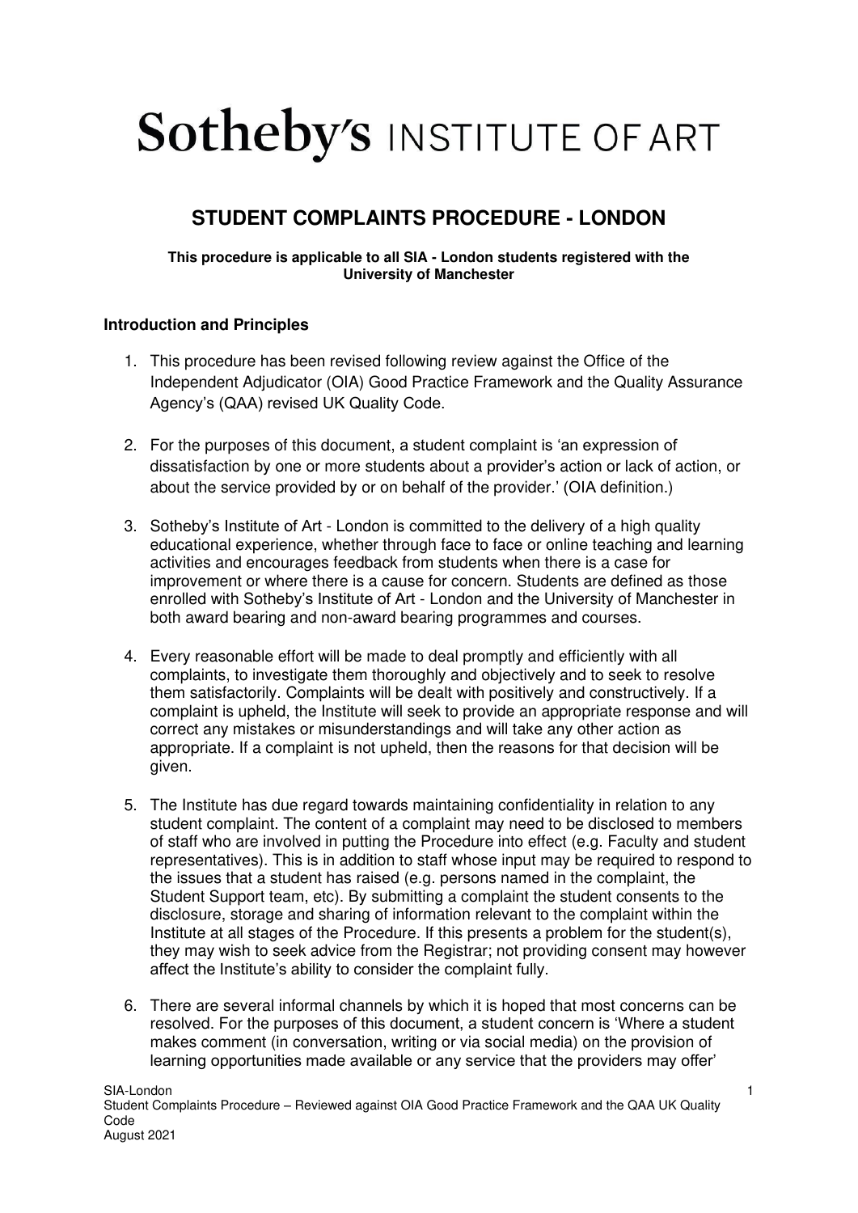# Sotheby's INSTITUTE OF ART

## STUDENT COMPLAINTS PROCEDURE - LONDON

**This procedure is applicable to all SIA - London students registered with the University of Manchester**

### Introduction and Principles

1. This procedure has been revised following review against the Office of the Independent Adjudicator (OIA) Good Practice Framework and the Quality Assurance Agency's (QAA) revised UK Quality Code.

2. For the purposes of this document, a student complaint is 'an expression of dissatisfaction by one or more students about a provider's action or lack of action, or about the service provided by or on behalf of the provider.' (OIA definition.)

3. Sotheby's Institute of Art - London is committed to the delivery of a high quality educational experience, whether through face to face or online teaching and learning activities and encourages feedback from students when there is a case for improvement or where there is a cause for concern. Students are defined as those enrolled with Sotheby's Institute of Art - London and the University of Manchester in both award bearing and non-award bearing programmes and courses.

4. Every reasonable effort will be made to deal promptly and efficiently with all complaints, to investigate them thoroughly and objectively and to seek to resolve them satisfactorily. Complaints will be dealt with positively and constructively. If a complaint is upheld, the Institute will seek to provide an appropriate response and will correct any mistakes or misunderstandings and will take any other action as appropriate. If a complaint is not upheld, then the reasons for that decision will be given.

5. The Institute has due regard towards maintaining confidentiality in relation to any student complaint. The content of a complaint may need to be disclosed to members of staff who are involved in putting the Procedure into effect (e.g. Faculty and student representatives). This is in addition to staff whose input may be required to respond to the issues that a student has raised (e.g. persons named in the complaint, the Student Support team, etc). By submitting a complaint the student consents to the disclosure, storage and sharing of information relevant to the complaint within the Institute at all stages of the Procedure. If this presents a problem for the student(s), they may wish to seek advice from the Registrar; not providing consent may however affect the Institute's ability to consider the complaint fully.

6. There are several informal channels by which it is hoped that most concerns can be resolved. For the purposes of this document, a student concern is 'Where a student makes comment (in conversation, writing or via social media) on the provision of learning opportunities made available or any service that the providers may offer'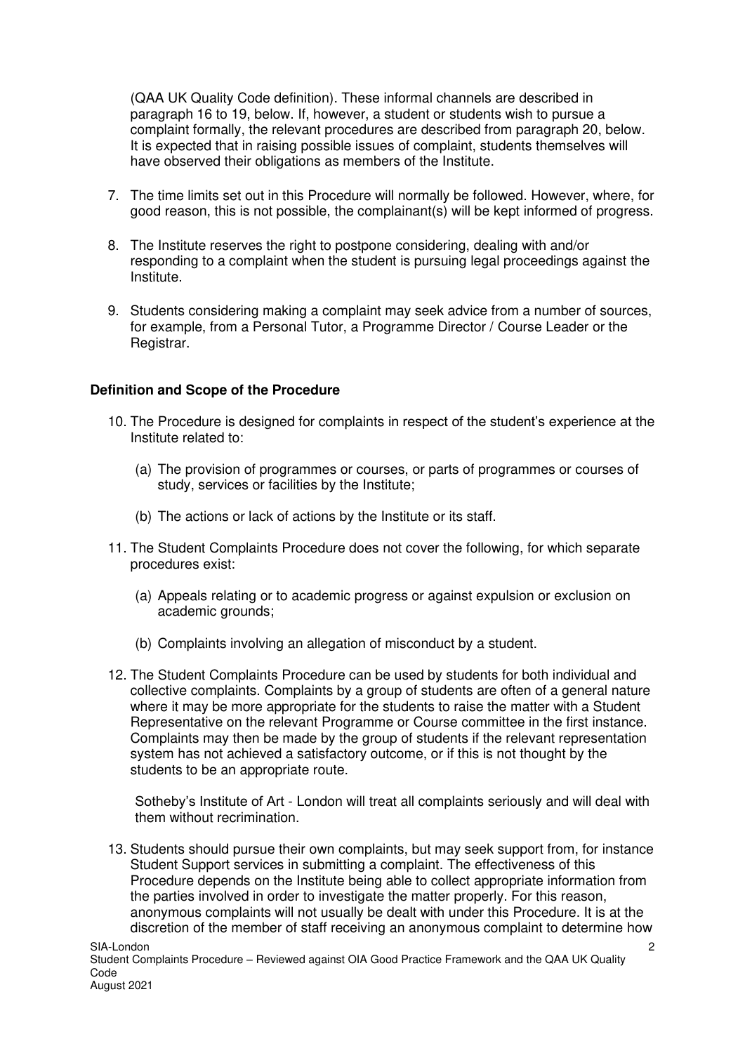(QAA UK Quality Code definition). These informal channels are described in paragraph 16 to 19, below. If, however, a student or students wish to pursue a complaint formally, the relevant procedures are described from paragraph 20, below. It is expected that in raising possible issues of complaint, students themselves will have observed their obligations as members of the Institute.

7. The time limits set out in this Procedure will normally be followed. However, where, for good reason, this is not possible, the complainant(s) will be kept informed of progress.

8. The Institute reserves the right to postpone considering, dealing with and/or responding to a complaint when the student is pursuing legal proceedings against the Institute.

9. Students considering making a complaint may seek advice from a number of sources, for example, from a Personal Tutor, a Programme Director / Course Leader or the Registrar.

**Definition and Scope of the Procedure**

10. The Procedure is designed for complaints in respect of the student's experience at the Institute related to:

    (a) The provision of programmes or courses, or parts of programmes or courses of study, services or facilities by the Institute;

    (b) The actions or lack of actions by the Institute or its staff.

11. The Student Complaints Procedure does not cover the following, for which separate procedures exist:

    (a) Appeals relating or to academic progress or against expulsion or exclusion on academic grounds;

    (b) Complaints involving an allegation of misconduct by a student.

12. The Student Complaints Procedure can be used by students for both individual and collective complaints. Complaints by a group of students are often of a general nature where it may be more appropriate for the students to raise the matter with a Student Representative on the relevant Programme or Course committee in the first instance. Complaints may then be made by the group of students if the relevant representation system has not achieved a satisfactory outcome, or if this is not thought by the students to be an appropriate route.

    Sotheby's Institute of Art - London will treat all complaints seriously and will deal with them without recrimination.

13. Students should pursue their own complaints, but may seek support from, for instance Student Support services in submitting a complaint. The effectiveness of this Procedure depends on the Institute being able to collect appropriate information from the parties involved in order to investigate the matter properly. For this reason, anonymous complaints will not usually be dealt with under this Procedure. It is at the discretion of the member of staff receiving an anonymous complaint to determine how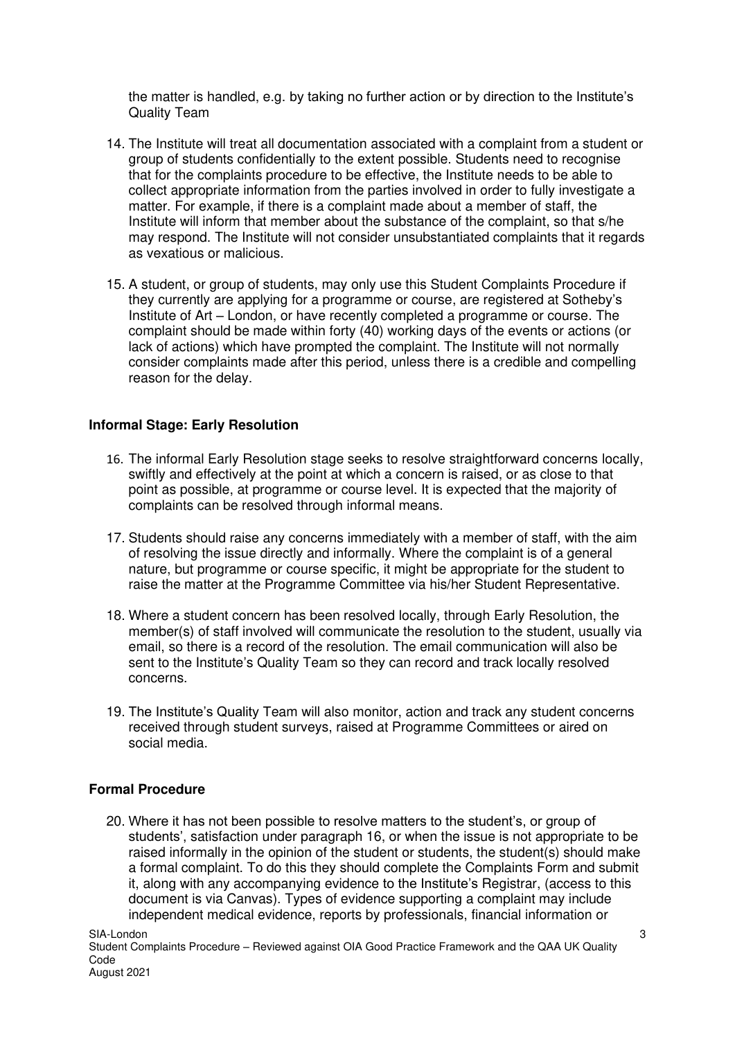the matter is handled, e.g. by taking no further action or by direction to the Institute's Quality Team

14. The Institute will treat all documentation associated with a complaint from a student or group of students confidentially to the extent possible. Students need to recognise that for the complaints procedure to be effective, the Institute needs to be able to collect appropriate information from the parties involved in order to fully investigate a matter. For example, if there is a complaint made about a member of staff, the Institute will inform that member about the substance of the complaint, so that s/he may respond. The Institute will not consider unsubstantiated complaints that it regards as vexatious or malicious.

15. A student, or group of students, may only use this Student Complaints Procedure if they currently are applying for a programme or course, are registered at Sotheby's Institute of Art – London, or have recently completed a programme or course. The complaint should be made within forty (40) working days of the events or actions (or lack of actions) which have prompted the complaint. The Institute will not normally consider complaints made after this period, unless there is a credible and compelling reason for the delay.

**Informal Stage: Early Resolution**

16. The informal Early Resolution stage seeks to resolve straightforward concerns locally, swiftly and effectively at the point at which a concern is raised, or as close to that point as possible, at programme or course level. It is expected that the majority of complaints can be resolved through informal means.

17. Students should raise any concerns immediately with a member of staff, with the aim of resolving the issue directly and informally. Where the complaint is of a general nature, but programme or course specific, it might be appropriate for the student to raise the matter at the Programme Committee via his/her Student Representative.

18. Where a student concern has been resolved locally, through Early Resolution, the member(s) of staff involved will communicate the resolution to the student, usually via email, so there is a record of the resolution. The email communication will also be sent to the Institute's Quality Team so they can record and track locally resolved concerns.

19. The Institute's Quality Team will also monitor, action and track any student concerns received through student surveys, raised at Programme Committees or aired on social media.

**Formal Procedure**

20. Where it has not been possible to resolve matters to the student's, or group of students', satisfaction under paragraph 16, or when the issue is not appropriate to be raised informally in the opinion of the student or students, the student(s) should make a formal complaint. To do this they should complete the Complaints Form and submit it, along with any accompanying evidence to the Institute's Registrar, (access to this document is via Canvas). Types of evidence supporting a complaint may include independent medical evidence, reports by professionals, financial information or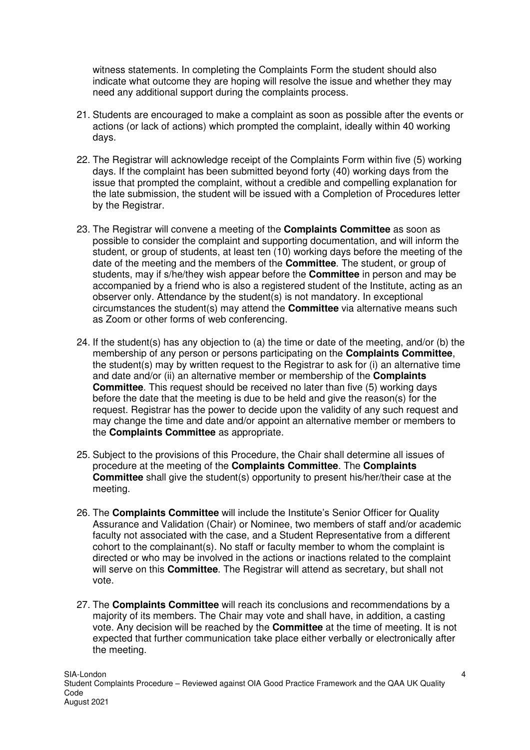witness statements. In completing the Complaints Form the student should also indicate what outcome they are hoping will resolve the issue and whether they may need any additional support during the complaints process.

21. Students are encouraged to make a complaint as soon as possible after the events or actions (or lack of actions) which prompted the complaint, ideally within 40 working days.

22. The Registrar will acknowledge receipt of the Complaints Form within five (5) working days. If the complaint has been submitted beyond forty (40) working days from the issue that prompted the complaint, without a credible and compelling explanation for the late submission, the student will be issued with a Completion of Procedures letter by the Registrar.

23. The Registrar will convene a meeting of the **Complaints Committee** as soon as possible to consider the complaint and supporting documentation, and will inform the student, or group of students, at least ten (10) working days before the meeting of the date of the meeting and the members of the **Committee**. The student, or group of students, may if s/he/they wish appear before the **Committee** in person and may be accompanied by a friend who is also a registered student of the Institute, acting as an observer only. Attendance by the student(s) is not mandatory. In exceptional circumstances the student(s) may attend the **Committee** via alternative means such as Zoom or other forms of web conferencing.

24. If the student(s) has any objection to (a) the time or date of the meeting, and/or (b) the membership of any person or persons participating on the **Complaints Committee**, the student(s) may by written request to the Registrar to ask for (i) an alternative time and date and/or (ii) an alternative member or membership of the **Complaints Committee**. This request should be received no later than five (5) working days before the date that the meeting is due to be held and give the reason(s) for the request. Registrar has the power to decide upon the validity of any such request and may change the time and date and/or appoint an alternative member or members to the **Complaints Committee** as appropriate.

25. Subject to the provisions of this Procedure, the Chair shall determine all issues of procedure at the meeting of the **Complaints Committee**. The **Complaints Committee** shall give the student(s) opportunity to present his/her/their case at the meeting.

26. The **Complaints Committee** will include the Institute's Senior Officer for Quality Assurance and Validation (Chair) or Nominee, two members of staff and/or academic faculty not associated with the case, and a Student Representative from a different cohort to the complainant(s). No staff or faculty member to whom the complaint is directed or who may be involved in the actions or inactions related to the complaint will serve on this **Committee**. The Registrar will attend as secretary, but shall not vote.

27. The **Complaints Committee** will reach its conclusions and recommendations by a majority of its members. The Chair may vote and shall have, in addition, a casting vote. Any decision will be reached by the **Committee** at the time of meeting. It is not expected that further communication take place either verbally or electronically after the meeting.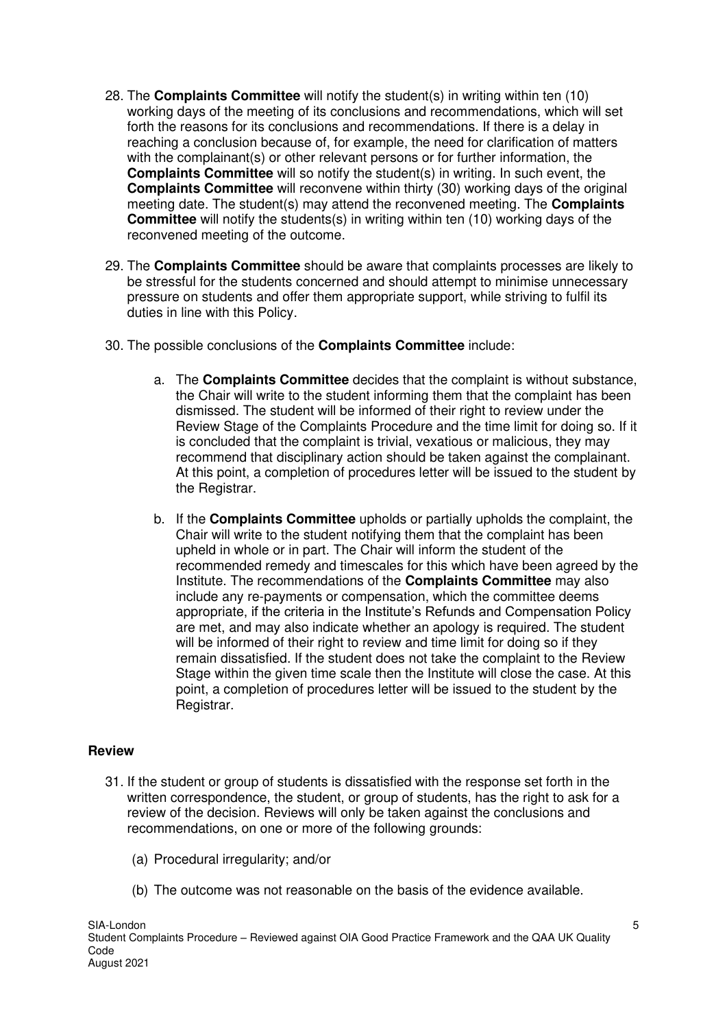28. The **Complaints Committee** will notify the student(s) in writing within ten (10) working days of the meeting of its conclusions and recommendations, which will set forth the reasons for its conclusions and recommendations. If there is a delay in reaching a conclusion because of, for example, the need for clarification of matters with the complainant(s) or other relevant persons or for further information, the **Complaints Committee** will so notify the student(s) in writing. In such event, the **Complaints Committee** will reconvene within thirty (30) working days of the original meeting date. The student(s) may attend the reconvened meeting. The **Complaints Committee** will notify the students(s) in writing within ten (10) working days of the reconvened meeting of the outcome.

29. The **Complaints Committee** should be aware that complaints processes are likely to be stressful for the students concerned and should attempt to minimise unnecessary pressure on students and offer them appropriate support, while striving to fulfil its duties in line with this Policy.

30. The possible conclusions of the **Complaints Committee** include:

    a. The **Complaints Committee** decides that the complaint is without substance, the Chair will write to the student informing them that the complaint has been dismissed. The student will be informed of their right to review under the Review Stage of the Complaints Procedure and the time limit for doing so. If it is concluded that the complaint is trivial, vexatious or malicious, they may recommend that disciplinary action should be taken against the complainant. At this point, a completion of procedures letter will be issued to the student by the Registrar.

    b. If the **Complaints Committee** upholds or partially upholds the complaint, the Chair will write to the student notifying them that the complaint has been upheld in whole or in part. The Chair will inform the student of the recommended remedy and timescales for this which have been agreed by the Institute. The recommendations of the **Complaints Committee** may also include any re-payments or compensation, which the committee deems appropriate, if the criteria in the Institute's Refunds and Compensation Policy are met, and may also indicate whether an apology is required. The student will be informed of their right to review and time limit for doing so if they remain dissatisfied. If the student does not take the complaint to the Review Stage within the given time scale then the Institute will close the case. At this point, a completion of procedures letter will be issued to the student by the Registrar.

**Review**

31. If the student or group of students is dissatisfied with the response set forth in the written correspondence, the student, or group of students, has the right to ask for a review of the decision. Reviews will only be taken against the conclusions and recommendations, on one or more of the following grounds:

    (a) Procedural irregularity; and/or

    (b) The outcome was not reasonable on the basis of the evidence available.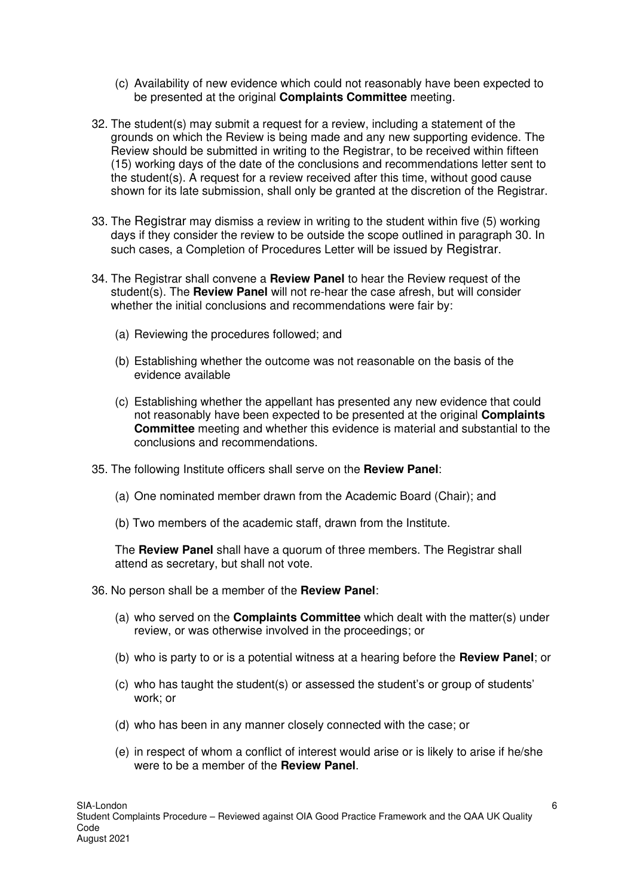(c) Availability of new evidence which could not reasonably have been expected to be presented at the original **Complaints Committee** meeting.

32. The student(s) may submit a request for a review, including a statement of the grounds on which the Review is being made and any new supporting evidence. The Review should be submitted in writing to the Registrar, to be received within fifteen (15) working days of the date of the conclusions and recommendations letter sent to the student(s). A request for a review received after this time, without good cause shown for its late submission, shall only be granted at the discretion of the Registrar.

33. The Registrar may dismiss a review in writing to the student within five (5) working days if they consider the review to be outside the scope outlined in paragraph 30. In such cases, a Completion of Procedures Letter will be issued by Registrar.

34. The Registrar shall convene a **Review Panel** to hear the Review request of the student(s). The **Review Panel** will not re-hear the case afresh, but will consider whether the initial conclusions and recommendations were fair by:

    (a) Reviewing the procedures followed; and

    (b) Establishing whether the outcome was not reasonable on the basis of the evidence available

    (c) Establishing whether the appellant has presented any new evidence that could not reasonably have been expected to be presented at the original **Complaints Committee** meeting and whether this evidence is material and substantial to the conclusions and recommendations.

35. The following Institute officers shall serve on the **Review Panel**:

    (a) One nominated member drawn from the Academic Board (Chair); and

    (b) Two members of the academic staff, drawn from the Institute.

    The **Review Panel** shall have a quorum of three members. The Registrar shall attend as secretary, but shall not vote.

36. No person shall be a member of the **Review Panel**:

    (a) who served on the **Complaints Committee** which dealt with the matter(s) under review, or was otherwise involved in the proceedings; or

    (b) who is party to or is a potential witness at a hearing before the **Review Panel**; or

    (c) who has taught the student(s) or assessed the student's or group of students' work; or

    (d) who has been in any manner closely connected with the case; or

    (e) in respect of whom a conflict of interest would arise or is likely to arise if he/she were to be a member of the **Review Panel**.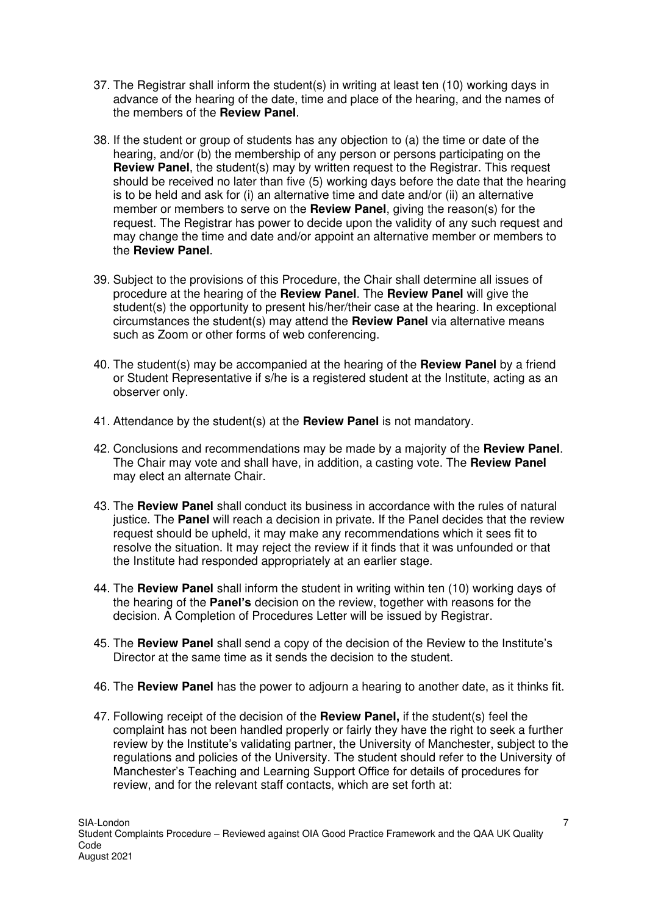37. The Registrar shall inform the student(s) in writing at least ten (10) working days in advance of the hearing of the date, time and place of the hearing, and the names of the members of the **Review Panel**.

38. If the student or group of students has any objection to (a) the time or date of the hearing, and/or (b) the membership of any person or persons participating on the **Review Panel**, the student(s) may by written request to the Registrar. This request should be received no later than five (5) working days before the date that the hearing is to be held and ask for (i) an alternative time and date and/or (ii) an alternative member or members to serve on the **Review Panel**, giving the reason(s) for the request. The Registrar has power to decide upon the validity of any such request and may change the time and date and/or appoint an alternative member or members to the **Review Panel**.

39. Subject to the provisions of this Procedure, the Chair shall determine all issues of procedure at the hearing of the **Review Panel**. The **Review Panel** will give the student(s) the opportunity to present his/her/their case at the hearing. In exceptional circumstances the student(s) may attend the **Review Panel** via alternative means such as Zoom or other forms of web conferencing.

40. The student(s) may be accompanied at the hearing of the **Review Panel** by a friend or Student Representative if s/he is a registered student at the Institute, acting as an observer only.

41. Attendance by the student(s) at the **Review Panel** is not mandatory.

42. Conclusions and recommendations may be made by a majority of the **Review Panel**. The Chair may vote and shall have, in addition, a casting vote. The **Review Panel** may elect an alternate Chair.

43. The **Review Panel** shall conduct its business in accordance with the rules of natural justice. The **Panel** will reach a decision in private. If the Panel decides that the review request should be upheld, it may make any recommendations which it sees fit to resolve the situation. It may reject the review if it finds that it was unfounded or that the Institute had responded appropriately at an earlier stage.

44. The **Review Panel** shall inform the student in writing within ten (10) working days of the hearing of the **Panel's** decision on the review, together with reasons for the decision. A Completion of Procedures Letter will be issued by Registrar.

45. The **Review Panel** shall send a copy of the decision of the Review to the Institute's Director at the same time as it sends the decision to the student.

46. The **Review Panel** has the power to adjourn a hearing to another date, as it thinks fit.

47. Following receipt of the decision of the **Review Panel,** if the student(s) feel the complaint has not been handled properly or fairly they have the right to seek a further review by the Institute's validating partner, the University of Manchester, subject to the regulations and policies of the University. The student should refer to the University of Manchester's Teaching and Learning Support Office for details of procedures for review, and for the relevant staff contacts, which are set forth at: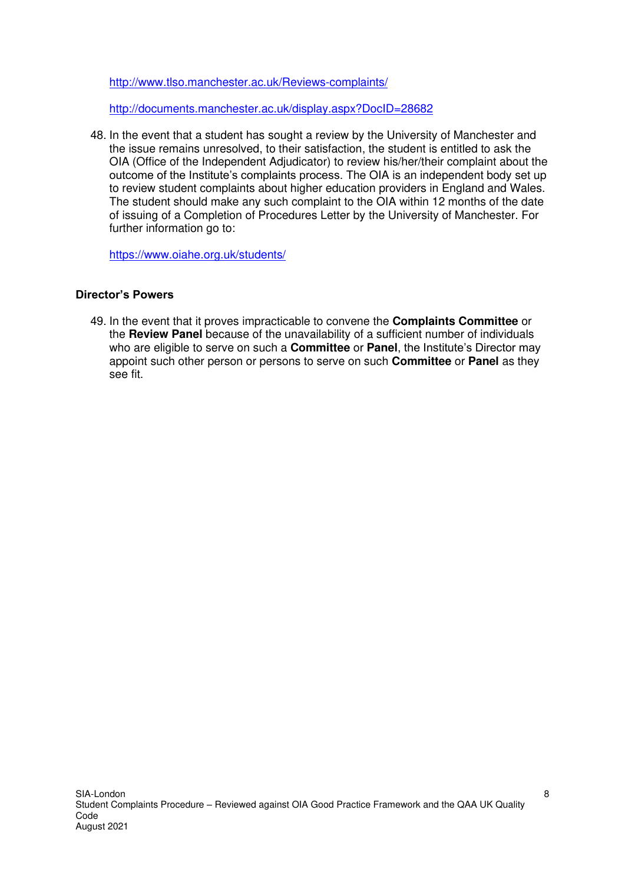http://www.tlso.manchester.ac.uk/Reviews-complaints/

http://documents.manchester.ac.uk/display.aspx?DocID=28682

48. In the event that a student has sought a review by the University of Manchester and the issue remains unresolved, to their satisfaction, the student is entitled to ask the OIA (Office of the Independent Adjudicator) to review his/her/their complaint about the outcome of the Institute's complaints process. The OIA is an independent body set up to review student complaints about higher education providers in England and Wales. The student should make any such complaint to the OIA within 12 months of the date of issuing of a Completion of Procedures Letter by the University of Manchester. For further information go to:

    https://www.oiahe.org.uk/students/

**Director's Powers**

49. In the event that it proves impracticable to convene the **Complaints Committee** or the **Review Panel** because of the unavailability of a sufficient number of individuals who are eligible to serve on such a **Committee** or **Panel**, the Institute's Director may appoint such other person or persons to serve on such **Committee** or **Panel** as they see fit.